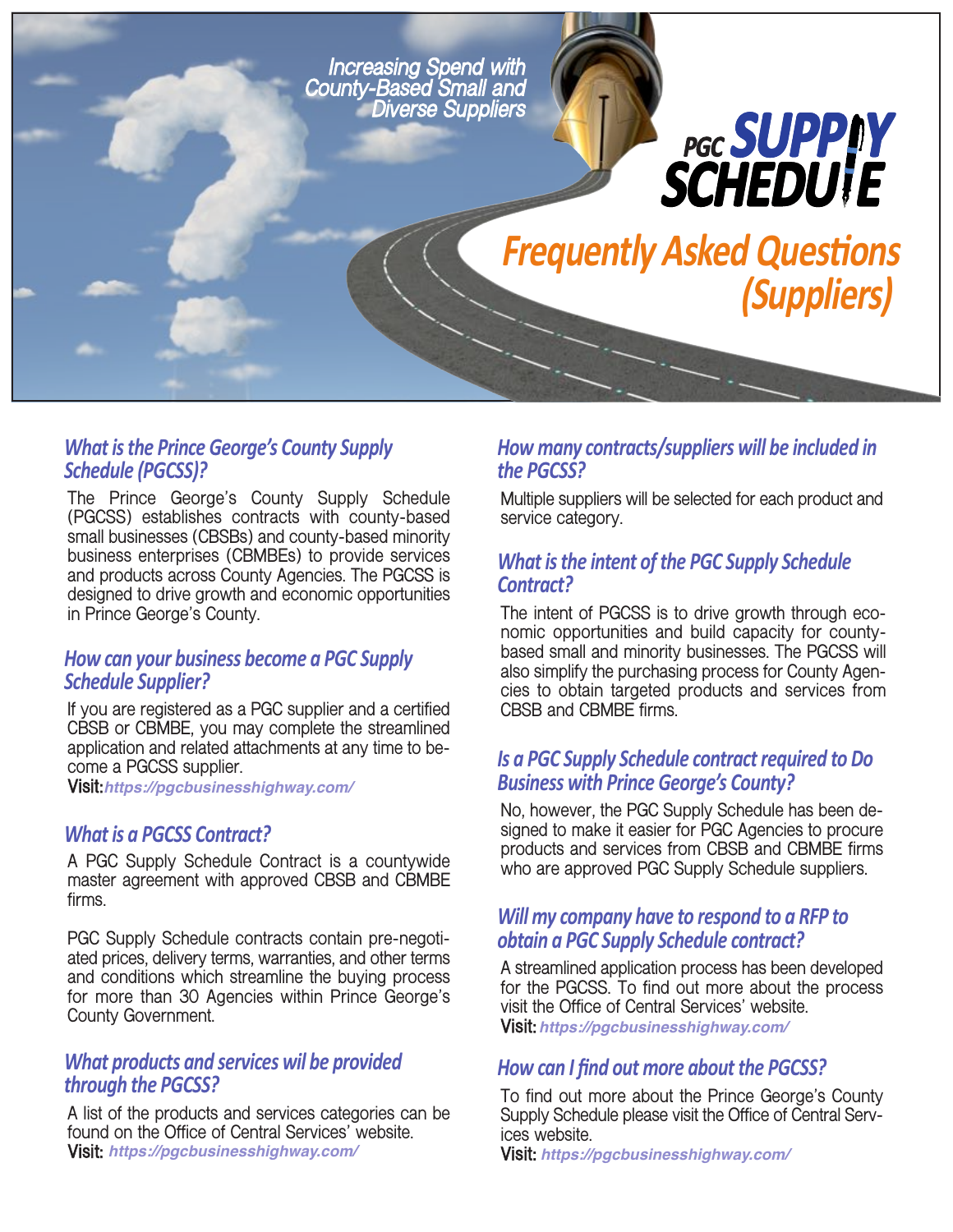*Increasing Spend with County-Based Small and Diverse Suppliers*

# PGC SUPPLY SCHEDULE

# Frequently Asked Questions (Suppliers)

### What is the Prince George's County Supply Schedule (PGCSS)?

The Prince George's County Supply Schedule (PGCSS) establishes contracts with county-based small businesses (CBSBs) and county-based minority business enterprises (CBMBEs) to provide services and products across County Agencies. The PGCSS is designed to drive growth and economic opportunities in Prince George's County.

### How can your business become a PGC Supply Schedule Supplier?

If you are registered as a PGC supplier and a certified CBSB or CBMBE, you may complete the streamlined application and related attachments at any time to become a PGCSS supplier.

**Visit:** *https://pgcbusinesshighway.com/*

### What is a PGCSS Contract?

A PGC Supply Schedule Contract is a countywide master agreement with approved CBSB and CBMBE firms.

PGC Supply Schedule contracts contain pre-negotiated prices, delivery terms, warranties, and other terms and conditions which streamline the buying process for more than 30 Agencies within Prince George's County Government.

### What products and services wil be provided through the PGCSS?

A list of the products and services categories can be found on the Office of Central Services' website.

**Visit:** *https://pgcbusinesshighway.com/*

### How many contracts/suppliers will be included in the PGCSS?

Multiple suppliers will be selected for each product and service category.

### What is the intent of the PGC Supply Schedule Contract?

The intent of PGCSS is to drive growth through economic opportunities and build capacity for county-based small and minority businesses. The PGCSS will also simplify the purchasing process for County Agencies to obtain targeted products and services from CBSB and CBMBE firms.

### Is a PGC Supply Schedule contract required to Do Business with Prince George's County?

No, however, the PGC Supply Schedule has been designed to make it easier for PGC Agencies to procure products and services from CBSB and CBMBE firms who are approved PGC Supply Schedule suppliers.

### Will my company have to respond to a RFP to obtain a PGC Supply Schedule contract?

A streamlined application process has been developed for the PGCSS. To find out more about the process visit the Office of Central Services' website.

**Visit:** *https://pgcbusinesshighway.com/*

### How can I find out more about the PGCSS?

To find out more about the Prince George's County Supply Schedule please visit the Office of Central Services website.

**Visit:** *https://pgcbusinesshighway.com/*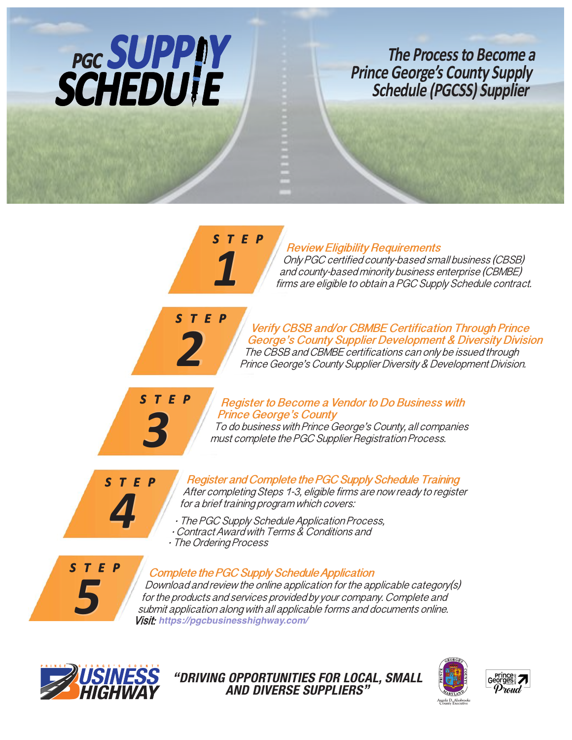# PGC SUPPLY SCHEDULE

## The Process to Become a Prince George's County Supply Schedule (PGCSS) Supplier

### STEP 1

**Review Eligibility Requirements**

*Only PGC certified county-based small business (CBSB) and county-based minority business enterprise (CBMBE) firms are eligible to obtain a PGC Supply Schedule contract.*

### STEP 2

**Verify CBSB and/or CBMBE Certification Through Prince George's County Supplier Development & Diversity Division**

*The CBSB and CBMBE certifications can only be issued through Prince George's County Supplier Diversity & Development Division.*

### STEP 3

**Register to Become a Vendor to Do Business with Prince George's County**

*To do business with Prince George's County, all companies must complete the PGC Supplier Registration Process.*

### STEP 4

**Register and Complete the PGC Supply Schedule Training**

*After completing Steps 1-3, eligible firms are now ready to register for a brief training program which covers:*

- *The PGC Supply Schedule Application Process,*
- *Contract Award with Terms & Conditions and*
- *The Ordering Process*

### STEP 5

**Complete the PGC Supply Schedule Application**

*Download and review the online application for the applicable category(s) for the products and services provided by your company. Complete and submit application along with all applicable forms and documents online.*

*Visit:* https://pgcbusinesshighway.com/

PRINCE GEORGE'S COUNTY BUSINESS HIGHWAY

**"DRIVING OPPORTUNITIES FOR LOCAL, SMALL AND DIVERSE SUPPLIERS"**

Angela D. Alsobrooks, County Executive

Prince George's Proud